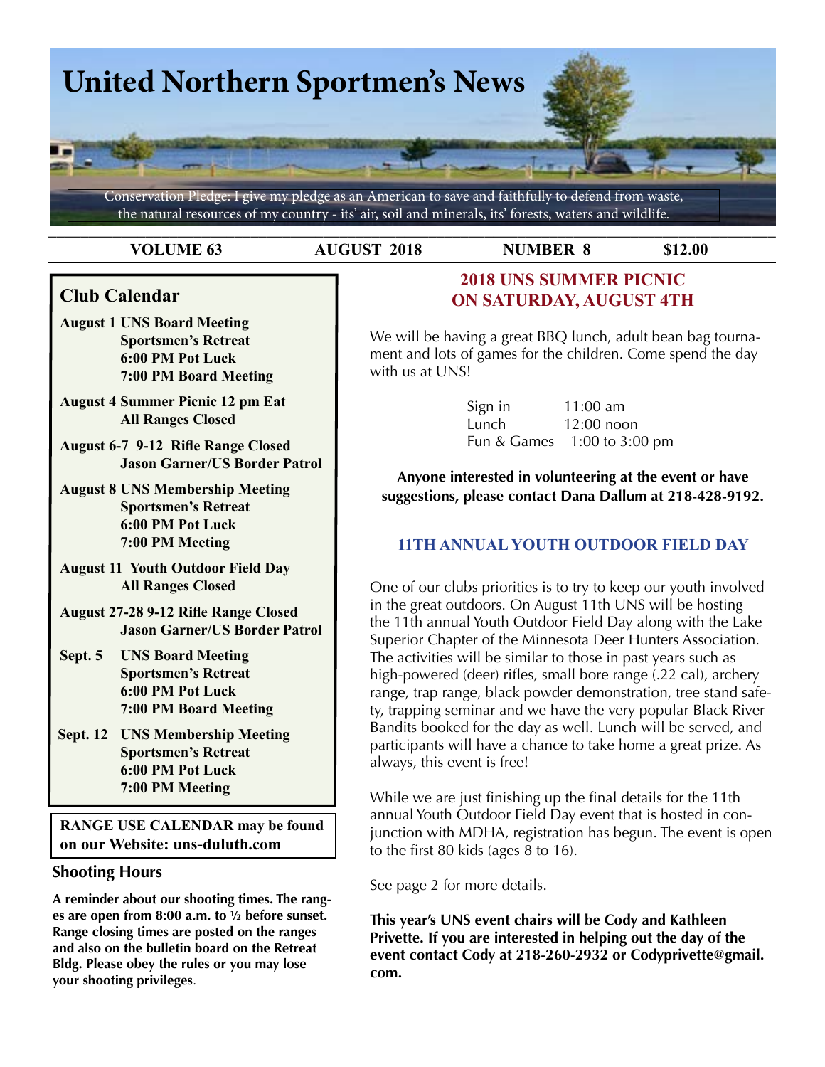# United Northern Sportmen's News

Conservation Pledge: I give my pledge as an American to save and faithfully to defend from waste, the natural resources of my country - its' air, soil and minerals, its' forests, waters and wildlife.

**VOLUME 63** | **AUGUST 2018** | **NUMBER 8** | **$12.00**

## Club Calendar

**August 1 UNS Board Meeting**
**Sportsmen's Retreat**
**6:00 PM Pot Luck**
**7:00 PM Board Meeting**

**August 4 Summer Picnic 12 pm Eat**
**All Ranges Closed**

**August 6-7 9-12 Rifle Range Closed**
**Jason Garner/US Border Patrol**

**August 8 UNS Membership Meeting**
**Sportsmen's Retreat**
**6:00 PM Pot Luck**
**7:00 PM Meeting**

**August 11 Youth Outdoor Field Day**
**All Ranges Closed**

**August 27-28 9-12 Rifle Range Closed**
**Jason Garner/US Border Patrol**

**Sept. 5 UNS Board Meeting**
**Sportsmen's Retreat**
**6:00 PM Pot Luck**
**7:00 PM Board Meeting**

**Sept. 12 UNS Membership Meeting**
**Sportsmen's Retreat**
**6:00 PM Pot Luck**
**7:00 PM Meeting**

**RANGE USE CALENDAR may be found on our Website: uns-duluth.com**

### Shooting Hours

**A reminder about our shooting times. The ranges are open from 8:00 a.m. to ½ before sunset. Range closing times are posted on the ranges and also on the bulletin board on the Retreat Bldg. Please obey the rules or you may lose your shooting privileges**.

## 2018 UNS SUMMER PICNIC ON SATURDAY, AUGUST 4TH

We will be having a great BBQ lunch, adult bean bag tournament and lots of games for the children. Come spend the day with us at UNS!

| | |
|---|---|
| Sign in | 11:00 am |
| Lunch | 12:00 noon |
| Fun & Games | 1:00 to 3:00 pm |

**Anyone interested in volunteering at the event or have suggestions, please contact Dana Dallum at 218-428-9192.**

## 11TH ANNUAL YOUTH OUTDOOR FIELD DAY

One of our clubs priorities is to try to keep our youth involved in the great outdoors. On August 11th UNS will be hosting the 11th annual Youth Outdoor Field Day along with the Lake Superior Chapter of the Minnesota Deer Hunters Association. The activities will be similar to those in past years such as high-powered (deer) rifles, small bore range (.22 cal), archery range, trap range, black powder demonstration, tree stand safety, trapping seminar and we have the very popular Black River Bandits booked for the day as well. Lunch will be served, and participants will have a chance to take home a great prize. As always, this event is free!

While we are just finishing up the final details for the 11th annual Youth Outdoor Field Day event that is hosted in conjunction with MDHA, registration has begun. The event is open to the first 80 kids (ages 8 to 16).

See page 2 for more details.

**This year's UNS event chairs will be Cody and Kathleen Privette. If you are interested in helping out the day of the event contact Cody at 218-260-2932 or Codyprivette@gmail.com.**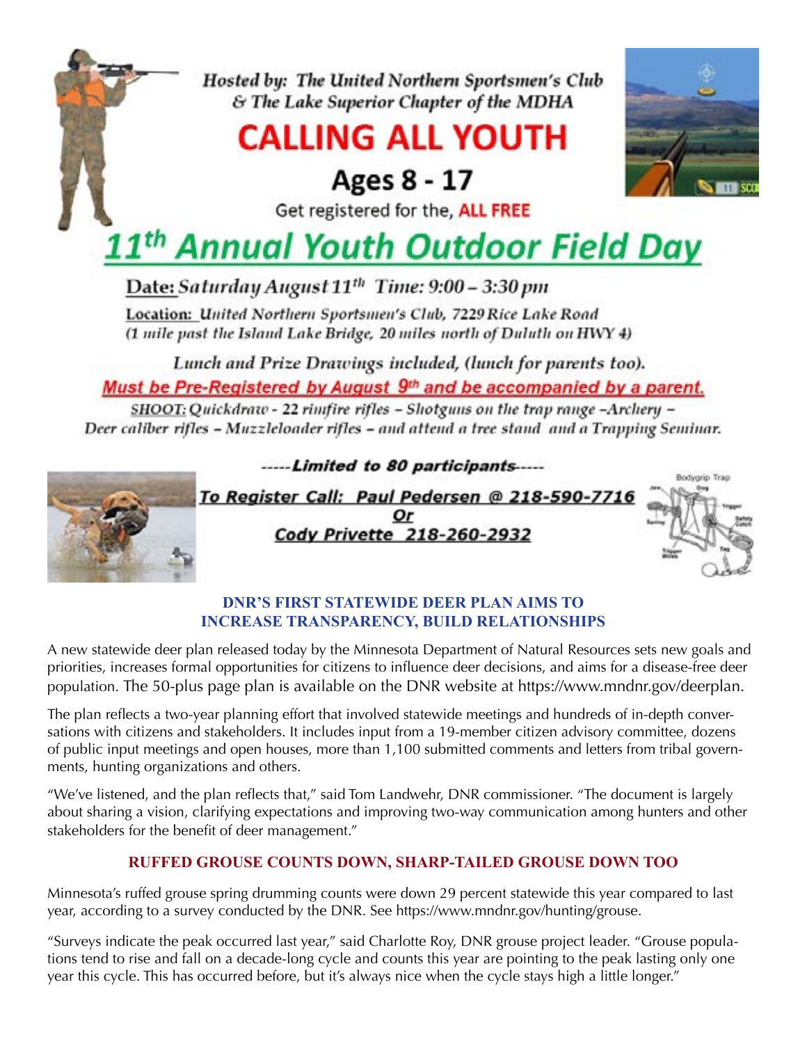*Hosted by: The United Northern Sportsmen's Club*
*& The Lake Superior Chapter of the MDHA*

# CALLING ALL YOUTH

## Ages 8 - 17

Get registered for the, **ALL FREE**

# 11th Annual Youth Outdoor Field Day

**Date:** *Saturday August 11th* *Time: 9:00 – 3:30 pm*

**Location:** *United Northern Sportsmen's Club, 7229 Rice Lake Road*
*(1 mile past the Island Lake Bridge, 20 miles north of Duluth on HWY 4)*

*Lunch and Prize Drawings included, (lunch for parents too).*

***Must be Pre-Registered by August 9th and be accompanied by a parent.***

**SHOOT:** *Quickdraw - 22 rimfire rifles – Shotguns on the trap range –Archery – Deer caliber rifles – Muzzleloader rifles – and attend a tree stand and a Trapping Seminar.*

***-----Limited to 80 participants-----***

***To Register Call: Paul Pedersen @ 218-590-7716***
***Or***
***Cody Privette 218-260-2932***

## DNR'S FIRST STATEWIDE DEER PLAN AIMS TO INCREASE TRANSPARENCY, BUILD RELATIONSHIPS

A new statewide deer plan released today by the Minnesota Department of Natural Resources sets new goals and priorities, increases formal opportunities for citizens to influence deer decisions, and aims for a disease-free deer population. The 50-plus page plan is available on the DNR website at https://www.mndnr.gov/deerplan.

The plan reflects a two-year planning effort that involved statewide meetings and hundreds of in-depth conversations with citizens and stakeholders. It includes input from a 19-member citizen advisory committee, dozens of public input meetings and open houses, more than 1,100 submitted comments and letters from tribal governments, hunting organizations and others.

"We've listened, and the plan reflects that," said Tom Landwehr, DNR commissioner. "The document is largely about sharing a vision, clarifying expectations and improving two-way communication among hunters and other stakeholders for the benefit of deer management."

## RUFFED GROUSE COUNTS DOWN, SHARP-TAILED GROUSE DOWN TOO

Minnesota's ruffed grouse spring drumming counts were down 29 percent statewide this year compared to last year, according to a survey conducted by the DNR. See https://www.mndnr.gov/hunting/grouse.

"Surveys indicate the peak occurred last year," said Charlotte Roy, DNR grouse project leader. "Grouse populations tend to rise and fall on a decade-long cycle and counts this year are pointing to the peak lasting only one year this cycle. This has occurred before, but it's always nice when the cycle stays high a little longer."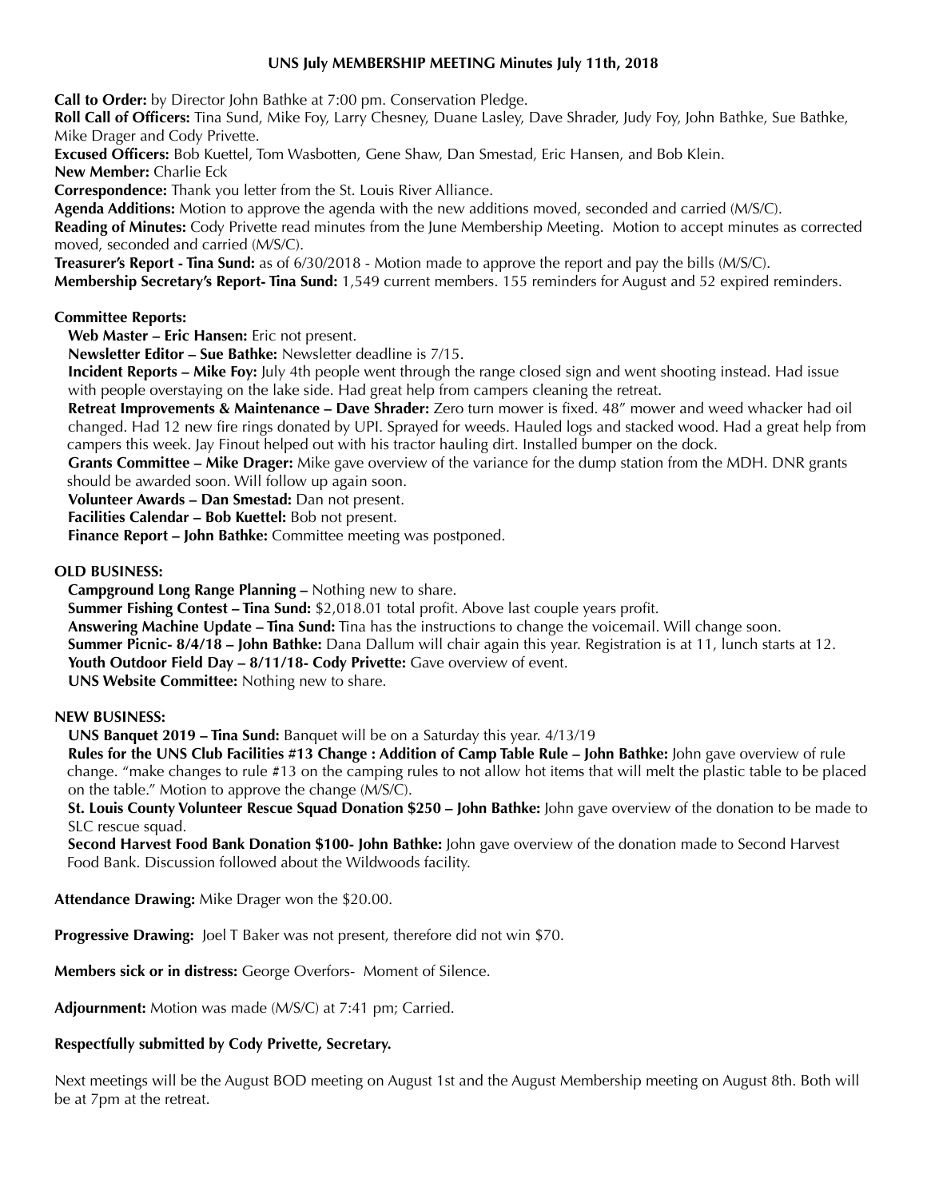# UNS July MEMBERSHIP MEETING Minutes July 11th, 2018

**Call to Order:** by Director John Bathke at 7:00 pm. Conservation Pledge.

**Roll Call of Officers:** Tina Sund, Mike Foy, Larry Chesney, Duane Lasley, Dave Shrader, Judy Foy, John Bathke, Sue Bathke, Mike Drager and Cody Privette.

**Excused Officers:** Bob Kuettel, Tom Wasbotten, Gene Shaw, Dan Smestad, Eric Hansen, and Bob Klein.

**New Member:** Charlie Eck

**Correspondence:** Thank you letter from the St. Louis River Alliance.

**Agenda Additions:** Motion to approve the agenda with the new additions moved, seconded and carried (M/S/C).

**Reading of Minutes:** Cody Privette read minutes from the June Membership Meeting. Motion to accept minutes as corrected moved, seconded and carried (M/S/C).

**Treasurer's Report - Tina Sund:** as of 6/30/2018 - Motion made to approve the report and pay the bills (M/S/C).

**Membership Secretary's Report- Tina Sund:** 1,549 current members. 155 reminders for August and 52 expired reminders.

**Committee Reports:**

- **Web Master – Eric Hansen:** Eric not present.
- **Newsletter Editor – Sue Bathke:** Newsletter deadline is 7/15.
- **Incident Reports – Mike Foy:** July 4th people went through the range closed sign and went shooting instead. Had issue with people overstaying on the lake side. Had great help from campers cleaning the retreat.
- **Retreat Improvements & Maintenance – Dave Shrader:** Zero turn mower is fixed. 48" mower and weed whacker had oil changed. Had 12 new fire rings donated by UPI. Sprayed for weeds. Hauled logs and stacked wood. Had a great help from campers this week. Jay Finout helped out with his tractor hauling dirt. Installed bumper on the dock.
- **Grants Committee – Mike Drager:** Mike gave overview of the variance for the dump station from the MDH. DNR grants should be awarded soon. Will follow up again soon.
- **Volunteer Awards – Dan Smestad:** Dan not present.
- **Facilities Calendar – Bob Kuettel:** Bob not present.
- **Finance Report – John Bathke:** Committee meeting was postponed.

**OLD BUSINESS:**

- **Campground Long Range Planning –** Nothing new to share.
- **Summer Fishing Contest – Tina Sund:** $2,018.01 total profit. Above last couple years profit.
- **Answering Machine Update – Tina Sund:** Tina has the instructions to change the voicemail. Will change soon.
- **Summer Picnic- 8/4/18 – John Bathke:** Dana Dallum will chair again this year. Registration is at 11, lunch starts at 12.
- **Youth Outdoor Field Day – 8/11/18- Cody Privette:** Gave overview of event.
- **UNS Website Committee:** Nothing new to share.

**NEW BUSINESS:**

- **UNS Banquet 2019 – Tina Sund:** Banquet will be on a Saturday this year. 4/13/19
- **Rules for the UNS Club Facilities #13 Change : Addition of Camp Table Rule – John Bathke:** John gave overview of rule change. "make changes to rule #13 on the camping rules to not allow hot items that will melt the plastic table to be placed on the table." Motion to approve the change (M/S/C).
- **St. Louis County Volunteer Rescue Squad Donation $250 – John Bathke:** John gave overview of the donation to be made to SLC rescue squad.
- **Second Harvest Food Bank Donation $100- John Bathke:** John gave overview of the donation made to Second Harvest Food Bank. Discussion followed about the Wildwoods facility.

**Attendance Drawing:** Mike Drager won the $20.00.

**Progressive Drawing:** Joel T Baker was not present, therefore did not win $70.

**Members sick or in distress:** George Overfors- Moment of Silence.

**Adjournment:** Motion was made (M/S/C) at 7:41 pm; Carried.

**Respectfully submitted by Cody Privette, Secretary.**

Next meetings will be the August BOD meeting on August 1st and the August Membership meeting on August 8th. Both will be at 7pm at the retreat.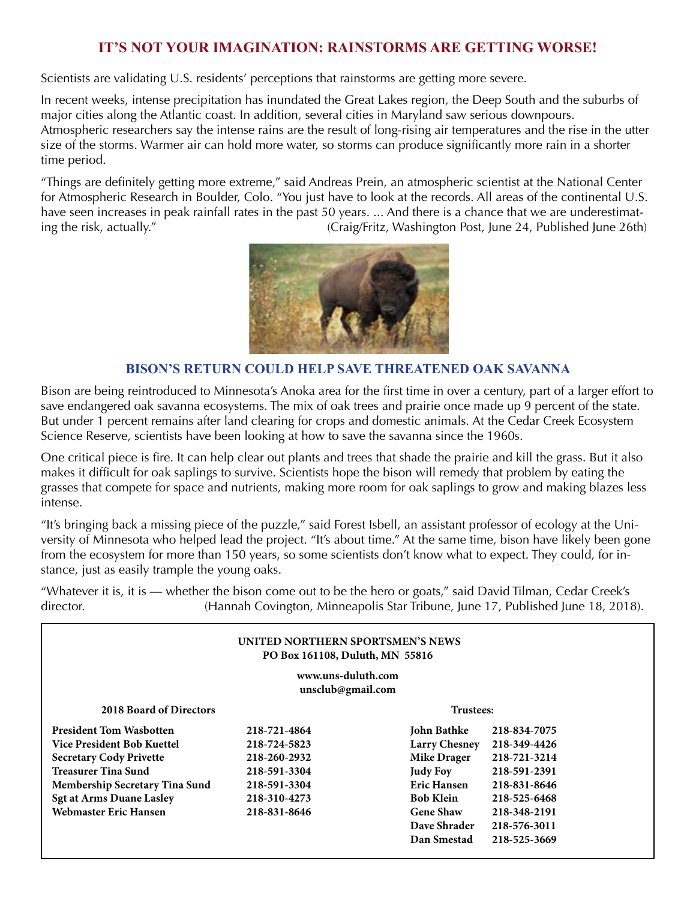## IT'S NOT YOUR IMAGINATION: RAINSTORMS ARE GETTING WORSE!

Scientists are validating U.S. residents' perceptions that rainstorms are getting more severe.

In recent weeks, intense precipitation has inundated the Great Lakes region, the Deep South and the suburbs of major cities along the Atlantic coast. In addition, several cities in Maryland saw serious downpours. Atmospheric researchers say the intense rains are the result of long-rising air temperatures and the rise in the utter size of the storms. Warmer air can hold more water, so storms can produce significantly more rain in a shorter time period.

"Things are definitely getting more extreme," said Andreas Prein, an atmospheric scientist at the National Center for Atmospheric Research in Boulder, Colo. "You just have to look at the records. All areas of the continental U.S. have seen increases in peak rainfall rates in the past 50 years. ... And there is a chance that we are underestimating the risk, actually." (Craig/Fritz, Washington Post, June 24, Published June 26th)

## BISON'S RETURN COULD HELP SAVE THREATENED OAK SAVANNA

Bison are being reintroduced to Minnesota's Anoka area for the first time in over a century, part of a larger effort to save endangered oak savanna ecosystems. The mix of oak trees and prairie once made up 9 percent of the state. But under 1 percent remains after land clearing for crops and domestic animals. At the Cedar Creek Ecosystem Science Reserve, scientists have been looking at how to save the savanna since the 1960s.

One critical piece is fire. It can help clear out plants and trees that shade the prairie and kill the grass. But it also makes it difficult for oak saplings to survive. Scientists hope the bison will remedy that problem by eating the grasses that compete for space and nutrients, making more room for oak saplings to grow and making blazes less intense.

"It's bringing back a missing piece of the puzzle," said Forest Isbell, an assistant professor of ecology at the University of Minnesota who helped lead the project. "It's about time." At the same time, bison have likely been gone from the ecosystem for more than 150 years, so some scientists don't know what to expect. They could, for instance, just as easily trample the young oaks.

"Whatever it is, it is — whether the bison come out to be the hero or goats," said David Tilman, Cedar Creek's director. (Hannah Covington, Minneapolis Star Tribune, June 17, Published June 18, 2018).

**UNITED NORTHERN SPORTSMEN'S NEWS**
**PO Box 161108, Duluth, MN 55816**

**www.uns-duluth.com**
**unsclub@gmail.com**

| 2018 Board of Directors | | Trustees: | |
|---|---|---|---|
| President Tom Wasbotten | 218-721-4864 | John Bathke | 218-834-7075 |
| Vice President Bob Kuettel | 218-724-5823 | Larry Chesney | 218-349-4426 |
| Secretary Cody Privette | 218-260-2932 | Mike Drager | 218-721-3214 |
| Treasurer Tina Sund | 218-591-3304 | Judy Foy | 218-591-2391 |
| Membership Secretary Tina Sund | 218-591-3304 | Eric Hansen | 218-831-8646 |
| Sgt at Arms Duane Lasley | 218-310-4273 | Bob Klein | 218-525-6468 |
| Webmaster Eric Hansen | 218-831-8646 | Gene Shaw | 218-348-2191 |
| | | Dave Shrader | 218-576-3011 |
| | | Dan Smestad | 218-525-3669 |